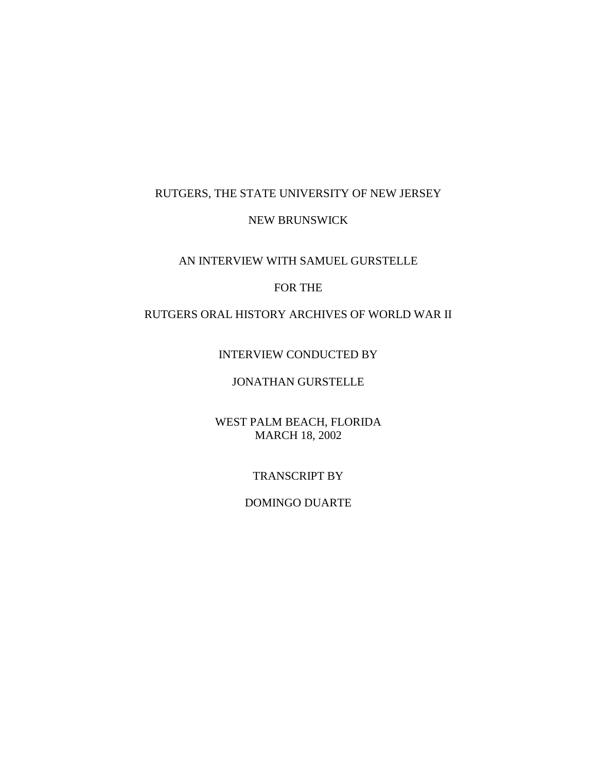RUTGERS, THE STATE UNIVERSITY OF NEW JERSEY

NEW BRUNSWICK

AN INTERVIEW WITH SAMUEL GURSTELLE

FOR THE

RUTGERS ORAL HISTORY ARCHIVES OF WORLD WAR II

INTERVIEW CONDUCTED BY

JONATHAN GURSTELLE

WEST PALM BEACH, FLORIDA
MARCH 18, 2002

TRANSCRIPT BY

DOMINGO DUARTE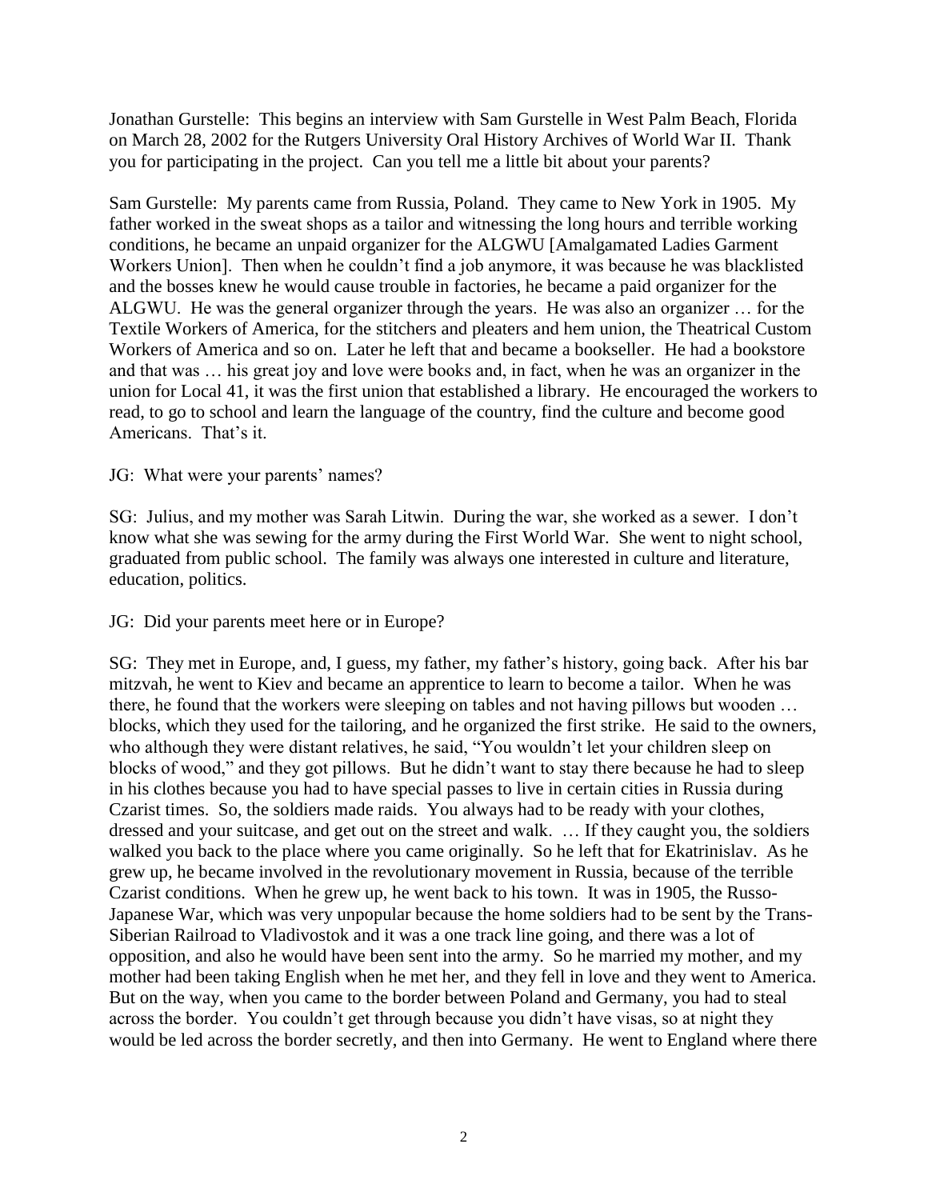Jonathan Gurstelle: This begins an interview with Sam Gurstelle in West Palm Beach, Florida on March 28, 2002 for the Rutgers University Oral History Archives of World War II. Thank you for participating in the project. Can you tell me a little bit about your parents?

Sam Gurstelle: My parents came from Russia, Poland. They came to New York in 1905. My father worked in the sweat shops as a tailor and witnessing the long hours and terrible working conditions, he became an unpaid organizer for the ALGWU [Amalgamated Ladies Garment Workers Union]. Then when he couldn't find a job anymore, it was because he was blacklisted and the bosses knew he would cause trouble in factories, he became a paid organizer for the ALGWU. He was the general organizer through the years. He was also an organizer … for the Textile Workers of America, for the stitchers and pleaters and hem union, the Theatrical Custom Workers of America and so on. Later he left that and became a bookseller. He had a bookstore and that was … his great joy and love were books and, in fact, when he was an organizer in the union for Local 41, it was the first union that established a library. He encouraged the workers to read, to go to school and learn the language of the country, find the culture and become good Americans. That's it.

JG: What were your parents' names?

SG: Julius, and my mother was Sarah Litwin. During the war, she worked as a sewer. I don't know what she was sewing for the army during the First World War. She went to night school, graduated from public school. The family was always one interested in culture and literature, education, politics.

JG: Did your parents meet here or in Europe?

SG: They met in Europe, and, I guess, my father, my father's history, going back. After his bar mitzvah, he went to Kiev and became an apprentice to learn to become a tailor. When he was there, he found that the workers were sleeping on tables and not having pillows but wooden … blocks, which they used for the tailoring, and he organized the first strike. He said to the owners, who although they were distant relatives, he said, "You wouldn't let your children sleep on blocks of wood," and they got pillows. But he didn't want to stay there because he had to sleep in his clothes because you had to have special passes to live in certain cities in Russia during Czarist times. So, the soldiers made raids. You always had to be ready with your clothes, dressed and your suitcase, and get out on the street and walk. … If they caught you, the soldiers walked you back to the place where you came originally. So he left that for Ekatrinislav. As he grew up, he became involved in the revolutionary movement in Russia, because of the terrible Czarist conditions. When he grew up, he went back to his town. It was in 1905, the Russo-Japanese War, which was very unpopular because the home soldiers had to be sent by the Trans-Siberian Railroad to Vladivostok and it was a one track line going, and there was a lot of opposition, and also he would have been sent into the army. So he married my mother, and my mother had been taking English when he met her, and they fell in love and they went to America. But on the way, when you came to the border between Poland and Germany, you had to steal across the border. You couldn't get through because you didn't have visas, so at night they would be led across the border secretly, and then into Germany. He went to England where there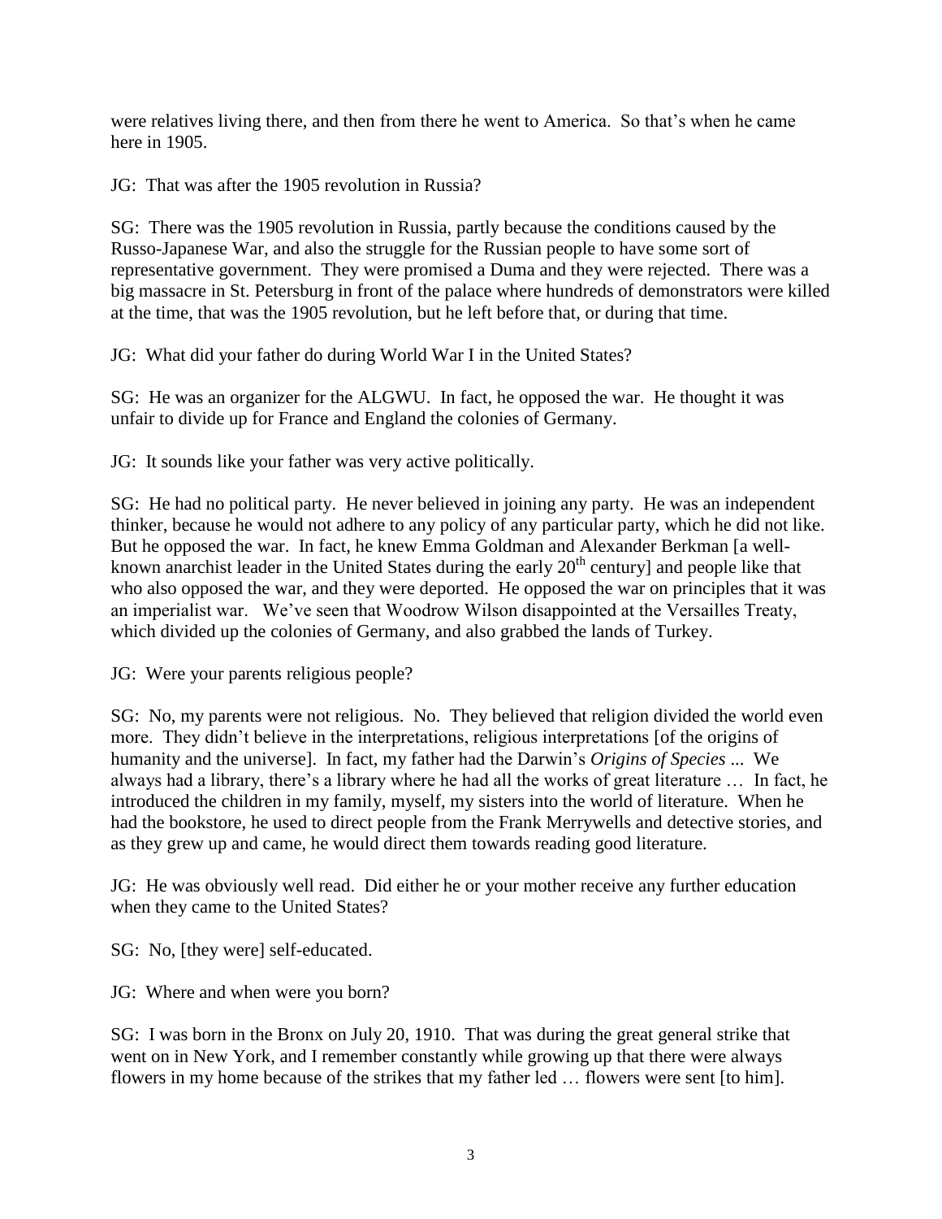were relatives living there, and then from there he went to America. So that's when he came here in 1905.

JG: That was after the 1905 revolution in Russia?

SG: There was the 1905 revolution in Russia, partly because the conditions caused by the Russo-Japanese War, and also the struggle for the Russian people to have some sort of representative government. They were promised a Duma and they were rejected. There was a big massacre in St. Petersburg in front of the palace where hundreds of demonstrators were killed at the time, that was the 1905 revolution, but he left before that, or during that time.

JG: What did your father do during World War I in the United States?

SG: He was an organizer for the ALGWU. In fact, he opposed the war. He thought it was unfair to divide up for France and England the colonies of Germany.

JG: It sounds like your father was very active politically.

SG: He had no political party. He never believed in joining any party. He was an independent thinker, because he would not adhere to any policy of any particular party, which he did not like. But he opposed the war. In fact, he knew Emma Goldman and Alexander Berkman [a well-known anarchist leader in the United States during the early 20th century] and people like that who also opposed the war, and they were deported. He opposed the war on principles that it was an imperialist war. We've seen that Woodrow Wilson disappointed at the Versailles Treaty, which divided up the colonies of Germany, and also grabbed the lands of Turkey.

JG: Were your parents religious people?

SG: No, my parents were not religious. No. They believed that religion divided the world even more. They didn't believe in the interpretations, religious interpretations [of the origins of humanity and the universe]. In fact, my father had the Darwin's *Origins of Species* ... We always had a library, there's a library where he had all the works of great literature … In fact, he introduced the children in my family, myself, my sisters into the world of literature. When he had the bookstore, he used to direct people from the Frank Merrywells and detective stories, and as they grew up and came, he would direct them towards reading good literature.

JG: He was obviously well read. Did either he or your mother receive any further education when they came to the United States?

SG: No, [they were] self-educated.

JG: Where and when were you born?

SG: I was born in the Bronx on July 20, 1910. That was during the great general strike that went on in New York, and I remember constantly while growing up that there were always flowers in my home because of the strikes that my father led … flowers were sent [to him].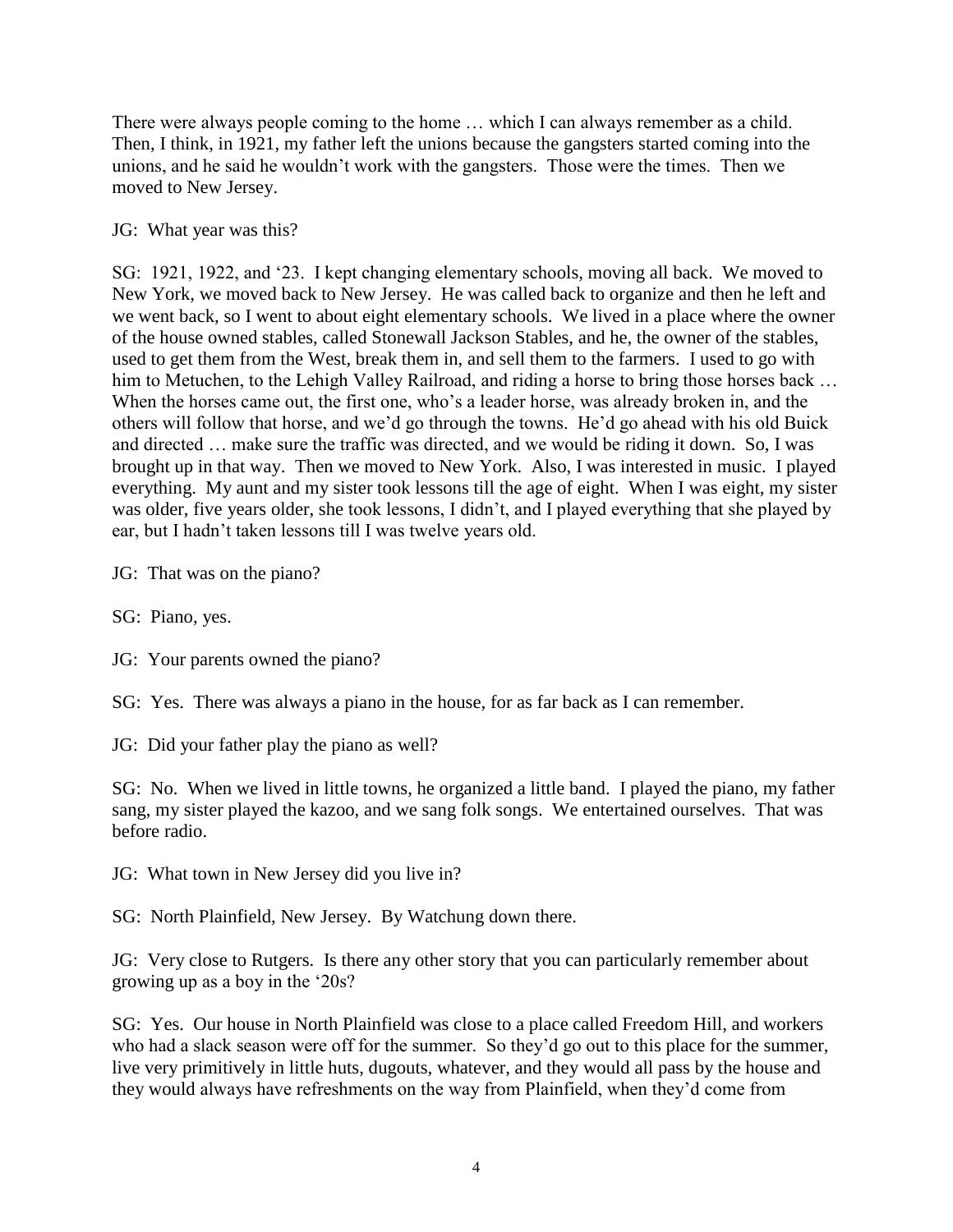There were always people coming to the home … which I can always remember as a child. Then, I think, in 1921, my father left the unions because the gangsters started coming into the unions, and he said he wouldn't work with the gangsters. Those were the times. Then we moved to New Jersey.

JG: What year was this?

SG: 1921, 1922, and '23. I kept changing elementary schools, moving all back. We moved to New York, we moved back to New Jersey. He was called back to organize and then he left and we went back, so I went to about eight elementary schools. We lived in a place where the owner of the house owned stables, called Stonewall Jackson Stables, and he, the owner of the stables, used to get them from the West, break them in, and sell them to the farmers. I used to go with him to Metuchen, to the Lehigh Valley Railroad, and riding a horse to bring those horses back … When the horses came out, the first one, who's a leader horse, was already broken in, and the others will follow that horse, and we'd go through the towns. He'd go ahead with his old Buick and directed … make sure the traffic was directed, and we would be riding it down. So, I was brought up in that way. Then we moved to New York. Also, I was interested in music. I played everything. My aunt and my sister took lessons till the age of eight. When I was eight, my sister was older, five years older, she took lessons, I didn't, and I played everything that she played by ear, but I hadn't taken lessons till I was twelve years old.

JG: That was on the piano?

SG: Piano, yes.

JG: Your parents owned the piano?

SG: Yes. There was always a piano in the house, for as far back as I can remember.

JG: Did your father play the piano as well?

SG: No. When we lived in little towns, he organized a little band. I played the piano, my father sang, my sister played the kazoo, and we sang folk songs. We entertained ourselves. That was before radio.

JG: What town in New Jersey did you live in?

SG: North Plainfield, New Jersey. By Watchung down there.

JG: Very close to Rutgers. Is there any other story that you can particularly remember about growing up as a boy in the '20s?

SG: Yes. Our house in North Plainfield was close to a place called Freedom Hill, and workers who had a slack season were off for the summer. So they'd go out to this place for the summer, live very primitively in little huts, dugouts, whatever, and they would all pass by the house and they would always have refreshments on the way from Plainfield, when they'd come from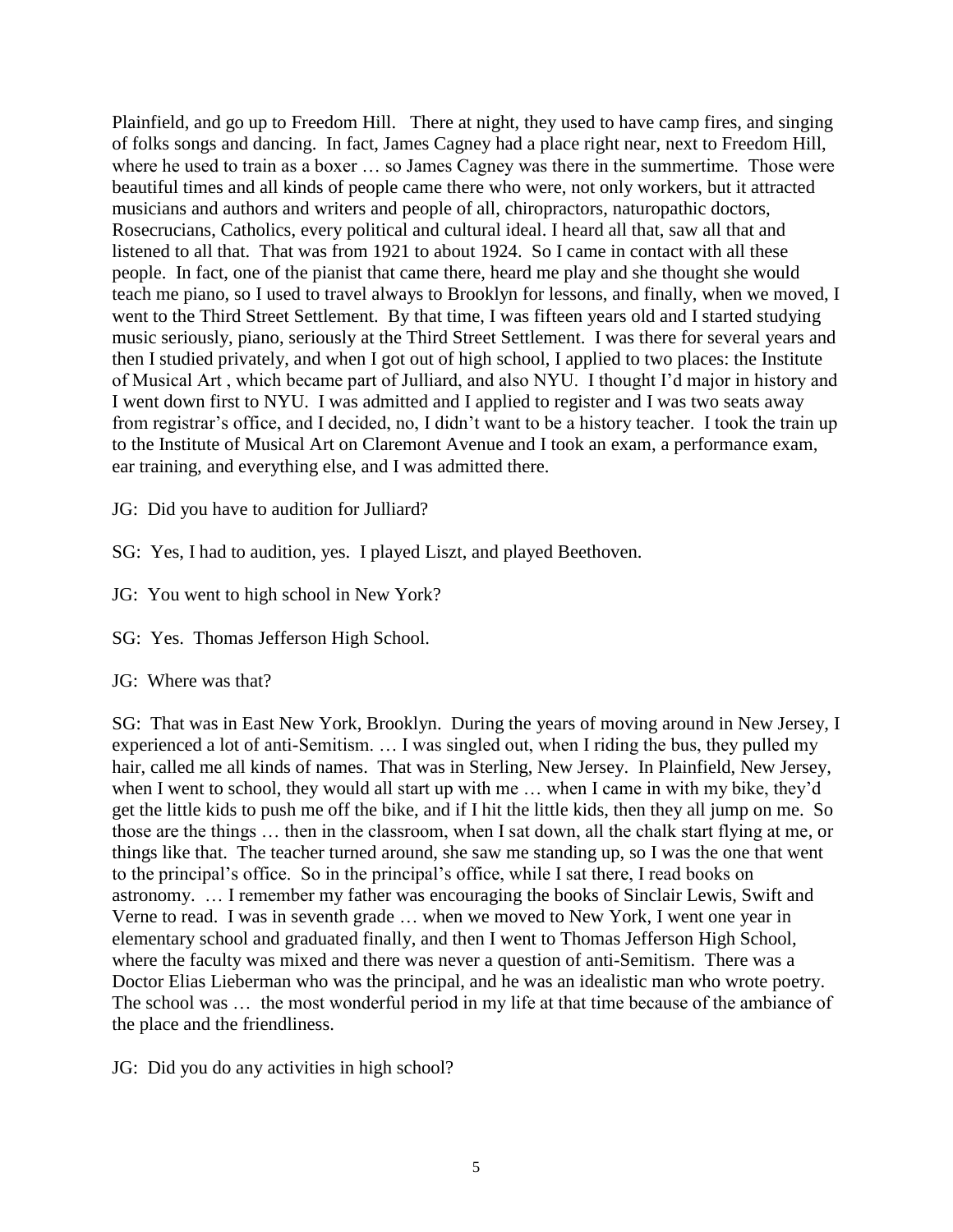Plainfield, and go up to Freedom Hill. There at night, they used to have camp fires, and singing of folks songs and dancing. In fact, James Cagney had a place right near, next to Freedom Hill, where he used to train as a boxer … so James Cagney was there in the summertime. Those were beautiful times and all kinds of people came there who were, not only workers, but it attracted musicians and authors and writers and people of all, chiropractors, naturopathic doctors, Rosecrucians, Catholics, every political and cultural ideal. I heard all that, saw all that and listened to all that. That was from 1921 to about 1924. So I came in contact with all these people. In fact, one of the pianist that came there, heard me play and she thought she would teach me piano, so I used to travel always to Brooklyn for lessons, and finally, when we moved, I went to the Third Street Settlement. By that time, I was fifteen years old and I started studying music seriously, piano, seriously at the Third Street Settlement. I was there for several years and then I studied privately, and when I got out of high school, I applied to two places: the Institute of Musical Art , which became part of Julliard, and also NYU. I thought I'd major in history and I went down first to NYU. I was admitted and I applied to register and I was two seats away from registrar's office, and I decided, no, I didn't want to be a history teacher. I took the train up to the Institute of Musical Art on Claremont Avenue and I took an exam, a performance exam, ear training, and everything else, and I was admitted there.

JG: Did you have to audition for Julliard?

SG: Yes, I had to audition, yes. I played Liszt, and played Beethoven.

JG: You went to high school in New York?

SG: Yes. Thomas Jefferson High School.

JG: Where was that?

SG: That was in East New York, Brooklyn. During the years of moving around in New Jersey, I experienced a lot of anti-Semitism. … I was singled out, when I riding the bus, they pulled my hair, called me all kinds of names. That was in Sterling, New Jersey. In Plainfield, New Jersey, when I went to school, they would all start up with me … when I came in with my bike, they'd get the little kids to push me off the bike, and if I hit the little kids, then they all jump on me. So those are the things … then in the classroom, when I sat down, all the chalk start flying at me, or things like that. The teacher turned around, she saw me standing up, so I was the one that went to the principal's office. So in the principal's office, while I sat there, I read books on astronomy. … I remember my father was encouraging the books of Sinclair Lewis, Swift and Verne to read. I was in seventh grade … when we moved to New York, I went one year in elementary school and graduated finally, and then I went to Thomas Jefferson High School, where the faculty was mixed and there was never a question of anti-Semitism. There was a Doctor Elias Lieberman who was the principal, and he was an idealistic man who wrote poetry. The school was … the most wonderful period in my life at that time because of the ambiance of the place and the friendliness.

JG: Did you do any activities in high school?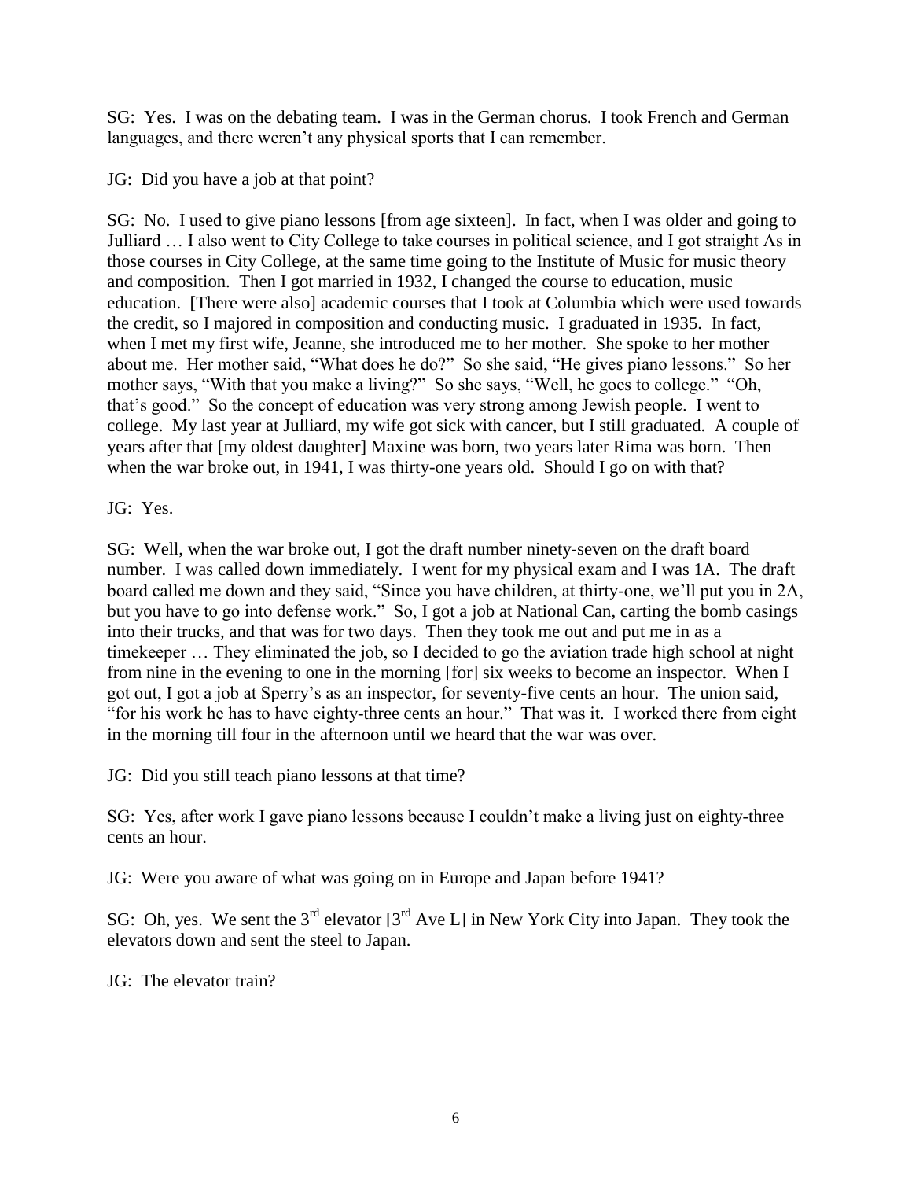SG: Yes. I was on the debating team. I was in the German chorus. I took French and German languages, and there weren't any physical sports that I can remember.

JG: Did you have a job at that point?

SG: No. I used to give piano lessons [from age sixteen]. In fact, when I was older and going to Julliard … I also went to City College to take courses in political science, and I got straight As in those courses in City College, at the same time going to the Institute of Music for music theory and composition. Then I got married in 1932, I changed the course to education, music education. [There were also] academic courses that I took at Columbia which were used towards the credit, so I majored in composition and conducting music. I graduated in 1935. In fact, when I met my first wife, Jeanne, she introduced me to her mother. She spoke to her mother about me. Her mother said, "What does he do?" So she said, "He gives piano lessons." So her mother says, "With that you make a living?" So she says, "Well, he goes to college." "Oh, that's good." So the concept of education was very strong among Jewish people. I went to college. My last year at Julliard, my wife got sick with cancer, but I still graduated. A couple of years after that [my oldest daughter] Maxine was born, two years later Rima was born. Then when the war broke out, in 1941, I was thirty-one years old. Should I go on with that?

JG: Yes.

SG: Well, when the war broke out, I got the draft number ninety-seven on the draft board number. I was called down immediately. I went for my physical exam and I was 1A. The draft board called me down and they said, "Since you have children, at thirty-one, we'll put you in 2A, but you have to go into defense work." So, I got a job at National Can, carting the bomb casings into their trucks, and that was for two days. Then they took me out and put me in as a timekeeper … They eliminated the job, so I decided to go the aviation trade high school at night from nine in the evening to one in the morning [for] six weeks to become an inspector. When I got out, I got a job at Sperry's as an inspector, for seventy-five cents an hour. The union said, "for his work he has to have eighty-three cents an hour." That was it. I worked there from eight in the morning till four in the afternoon until we heard that the war was over.

JG: Did you still teach piano lessons at that time?

SG: Yes, after work I gave piano lessons because I couldn't make a living just on eighty-three cents an hour.

JG: Were you aware of what was going on in Europe and Japan before 1941?

SG: Oh, yes. We sent the 3rd elevator [3rd Ave L] in New York City into Japan. They took the elevators down and sent the steel to Japan.

JG: The elevator train?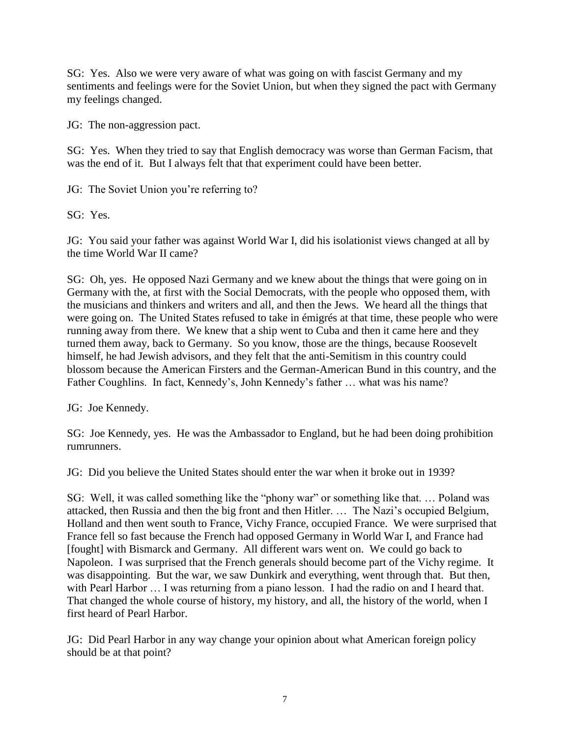SG: Yes. Also we were very aware of what was going on with fascist Germany and my sentiments and feelings were for the Soviet Union, but when they signed the pact with Germany my feelings changed.

JG: The non-aggression pact.

SG: Yes. When they tried to say that English democracy was worse than German Facism, that was the end of it. But I always felt that that experiment could have been better.

JG: The Soviet Union you're referring to?

SG: Yes.

JG: You said your father was against World War I, did his isolationist views changed at all by the time World War II came?

SG: Oh, yes. He opposed Nazi Germany and we knew about the things that were going on in Germany with the, at first with the Social Democrats, with the people who opposed them, with the musicians and thinkers and writers and all, and then the Jews. We heard all the things that were going on. The United States refused to take in émigrés at that time, these people who were running away from there. We knew that a ship went to Cuba and then it came here and they turned them away, back to Germany. So you know, those are the things, because Roosevelt himself, he had Jewish advisors, and they felt that the anti-Semitism in this country could blossom because the American Firsters and the German-American Bund in this country, and the Father Coughlins. In fact, Kennedy's, John Kennedy's father … what was his name?

JG: Joe Kennedy.

SG: Joe Kennedy, yes. He was the Ambassador to England, but he had been doing prohibition rumrunners.

JG: Did you believe the United States should enter the war when it broke out in 1939?

SG: Well, it was called something like the "phony war" or something like that. … Poland was attacked, then Russia and then the big front and then Hitler. … The Nazi's occupied Belgium, Holland and then went south to France, Vichy France, occupied France. We were surprised that France fell so fast because the French had opposed Germany in World War I, and France had [fought] with Bismarck and Germany. All different wars went on. We could go back to Napoleon. I was surprised that the French generals should become part of the Vichy regime. It was disappointing. But the war, we saw Dunkirk and everything, went through that. But then, with Pearl Harbor … I was returning from a piano lesson. I had the radio on and I heard that. That changed the whole course of history, my history, and all, the history of the world, when I first heard of Pearl Harbor.

JG: Did Pearl Harbor in any way change your opinion about what American foreign policy should be at that point?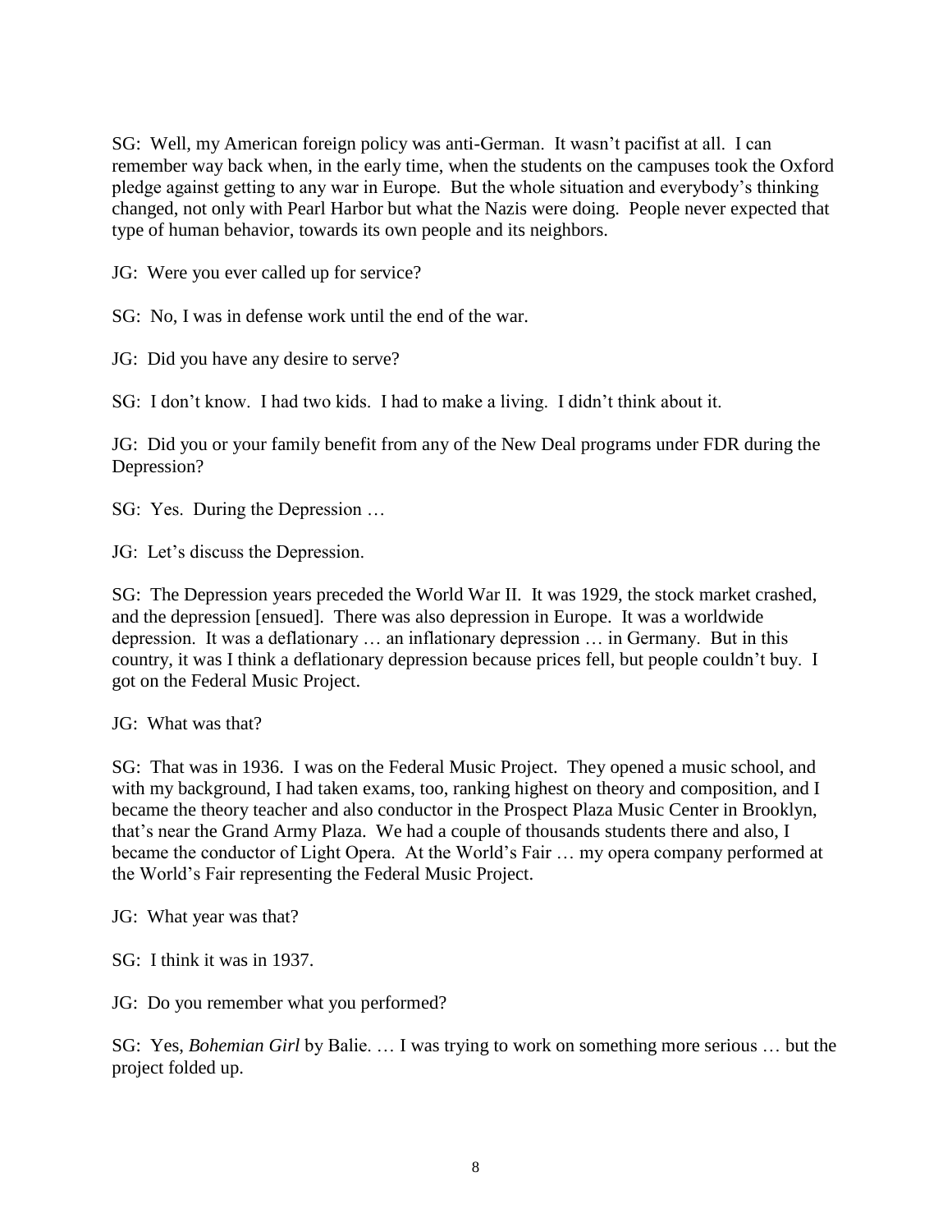SG: Well, my American foreign policy was anti-German. It wasn't pacifist at all. I can remember way back when, in the early time, when the students on the campuses took the Oxford pledge against getting to any war in Europe. But the whole situation and everybody's thinking changed, not only with Pearl Harbor but what the Nazis were doing. People never expected that type of human behavior, towards its own people and its neighbors.

JG: Were you ever called up for service?

SG: No, I was in defense work until the end of the war.

JG: Did you have any desire to serve?

SG: I don't know. I had two kids. I had to make a living. I didn't think about it.

JG: Did you or your family benefit from any of the New Deal programs under FDR during the Depression?

SG: Yes. During the Depression …

JG: Let's discuss the Depression.

SG: The Depression years preceded the World War II. It was 1929, the stock market crashed, and the depression [ensued]. There was also depression in Europe. It was a worldwide depression. It was a deflationary … an inflationary depression … in Germany. But in this country, it was I think a deflationary depression because prices fell, but people couldn't buy. I got on the Federal Music Project.

JG: What was that?

SG: That was in 1936. I was on the Federal Music Project. They opened a music school, and with my background, I had taken exams, too, ranking highest on theory and composition, and I became the theory teacher and also conductor in the Prospect Plaza Music Center in Brooklyn, that's near the Grand Army Plaza. We had a couple of thousands students there and also, I became the conductor of Light Opera. At the World's Fair … my opera company performed at the World's Fair representing the Federal Music Project.

JG: What year was that?

SG: I think it was in 1937.

JG: Do you remember what you performed?

SG: Yes, *Bohemian Girl* by Balie. … I was trying to work on something more serious … but the project folded up.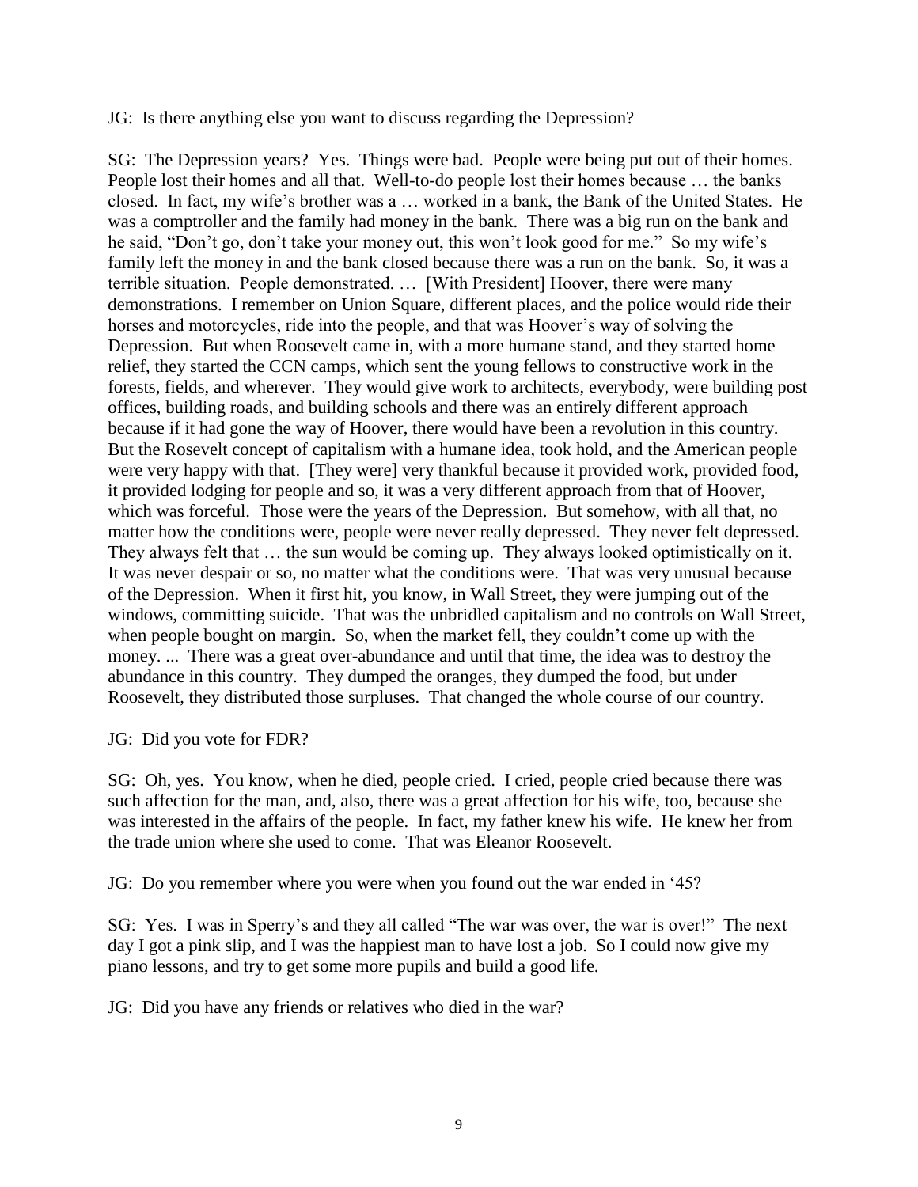JG: Is there anything else you want to discuss regarding the Depression?

SG: The Depression years? Yes. Things were bad. People were being put out of their homes. People lost their homes and all that. Well-to-do people lost their homes because … the banks closed. In fact, my wife's brother was a … worked in a bank, the Bank of the United States. He was a comptroller and the family had money in the bank. There was a big run on the bank and he said, "Don't go, don't take your money out, this won't look good for me." So my wife's family left the money in and the bank closed because there was a run on the bank. So, it was a terrible situation. People demonstrated. … [With President] Hoover, there were many demonstrations. I remember on Union Square, different places, and the police would ride their horses and motorcycles, ride into the people, and that was Hoover's way of solving the Depression. But when Roosevelt came in, with a more humane stand, and they started home relief, they started the CCN camps, which sent the young fellows to constructive work in the forests, fields, and wherever. They would give work to architects, everybody, were building post offices, building roads, and building schools and there was an entirely different approach because if it had gone the way of Hoover, there would have been a revolution in this country. But the Rosevelt concept of capitalism with a humane idea, took hold, and the American people were very happy with that. [They were] very thankful because it provided work, provided food, it provided lodging for people and so, it was a very different approach from that of Hoover, which was forceful. Those were the years of the Depression. But somehow, with all that, no matter how the conditions were, people were never really depressed. They never felt depressed. They always felt that … the sun would be coming up. They always looked optimistically on it. It was never despair or so, no matter what the conditions were. That was very unusual because of the Depression. When it first hit, you know, in Wall Street, they were jumping out of the windows, committing suicide. That was the unbridled capitalism and no controls on Wall Street, when people bought on margin. So, when the market fell, they couldn't come up with the money. ... There was a great over-abundance and until that time, the idea was to destroy the abundance in this country. They dumped the oranges, they dumped the food, but under Roosevelt, they distributed those surpluses. That changed the whole course of our country.

JG: Did you vote for FDR?

SG: Oh, yes. You know, when he died, people cried. I cried, people cried because there was such affection for the man, and, also, there was a great affection for his wife, too, because she was interested in the affairs of the people. In fact, my father knew his wife. He knew her from the trade union where she used to come. That was Eleanor Roosevelt.

JG: Do you remember where you were when you found out the war ended in '45?

SG: Yes. I was in Sperry's and they all called "The war was over, the war is over!" The next day I got a pink slip, and I was the happiest man to have lost a job. So I could now give my piano lessons, and try to get some more pupils and build a good life.

JG: Did you have any friends or relatives who died in the war?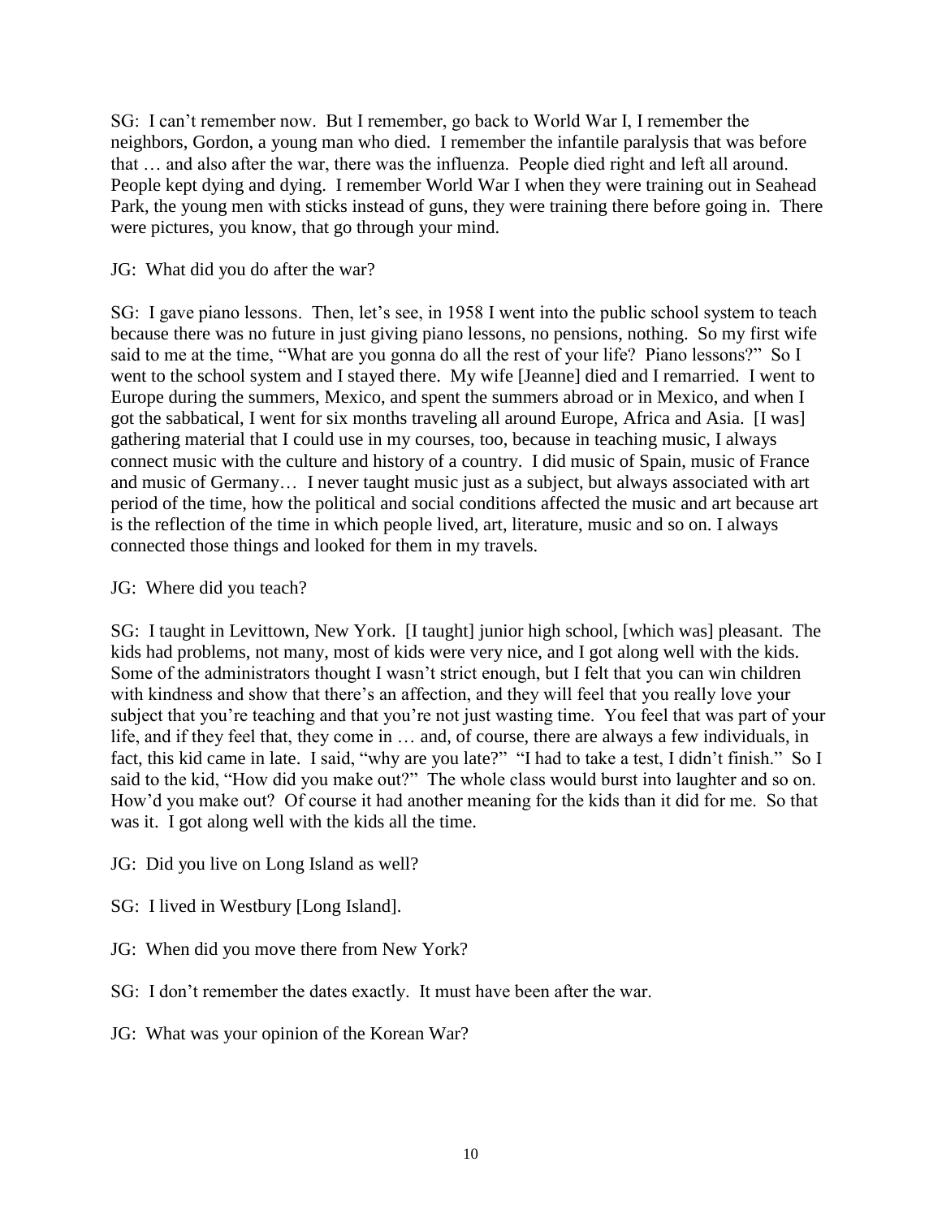SG: I can't remember now. But I remember, go back to World War I, I remember the neighbors, Gordon, a young man who died. I remember the infantile paralysis that was before that … and also after the war, there was the influenza. People died right and left all around. People kept dying and dying. I remember World War I when they were training out in Seahead Park, the young men with sticks instead of guns, they were training there before going in. There were pictures, you know, that go through your mind.

JG: What did you do after the war?

SG: I gave piano lessons. Then, let's see, in 1958 I went into the public school system to teach because there was no future in just giving piano lessons, no pensions, nothing. So my first wife said to me at the time, "What are you gonna do all the rest of your life? Piano lessons?" So I went to the school system and I stayed there. My wife [Jeanne] died and I remarried. I went to Europe during the summers, Mexico, and spent the summers abroad or in Mexico, and when I got the sabbatical, I went for six months traveling all around Europe, Africa and Asia. [I was] gathering material that I could use in my courses, too, because in teaching music, I always connect music with the culture and history of a country. I did music of Spain, music of France and music of Germany… I never taught music just as a subject, but always associated with art period of the time, how the political and social conditions affected the music and art because art is the reflection of the time in which people lived, art, literature, music and so on. I always connected those things and looked for them in my travels.

JG: Where did you teach?

SG: I taught in Levittown, New York. [I taught] junior high school, [which was] pleasant. The kids had problems, not many, most of kids were very nice, and I got along well with the kids. Some of the administrators thought I wasn't strict enough, but I felt that you can win children with kindness and show that there's an affection, and they will feel that you really love your subject that you're teaching and that you're not just wasting time. You feel that was part of your life, and if they feel that, they come in … and, of course, there are always a few individuals, in fact, this kid came in late. I said, "why are you late?" "I had to take a test, I didn't finish." So I said to the kid, "How did you make out?" The whole class would burst into laughter and so on. How'd you make out? Of course it had another meaning for the kids than it did for me. So that was it. I got along well with the kids all the time.

JG: Did you live on Long Island as well?

SG: I lived in Westbury [Long Island].

JG: When did you move there from New York?

SG: I don't remember the dates exactly. It must have been after the war.

JG: What was your opinion of the Korean War?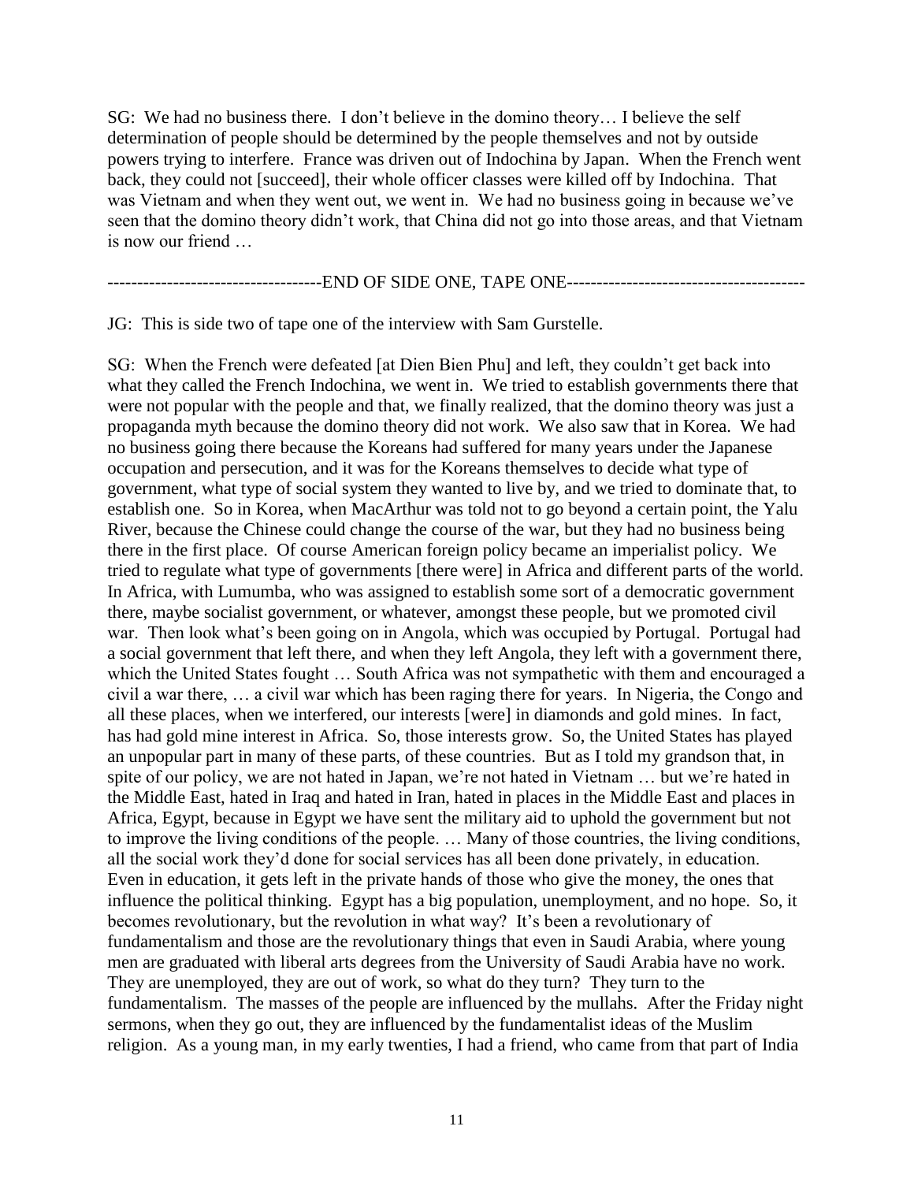SG: We had no business there. I don't believe in the domino theory… I believe the self determination of people should be determined by the people themselves and not by outside powers trying to interfere. France was driven out of Indochina by Japan. When the French went back, they could not [succeed], their whole officer classes were killed off by Indochina. That was Vietnam and when they went out, we went in. We had no business going in because we've seen that the domino theory didn't work, that China did not go into those areas, and that Vietnam is now our friend …

------------------------------------END OF SIDE ONE, TAPE ONE----------------------------------------

JG: This is side two of tape one of the interview with Sam Gurstelle.

SG: When the French were defeated [at Dien Bien Phu] and left, they couldn't get back into what they called the French Indochina, we went in. We tried to establish governments there that were not popular with the people and that, we finally realized, that the domino theory was just a propaganda myth because the domino theory did not work. We also saw that in Korea. We had no business going there because the Koreans had suffered for many years under the Japanese occupation and persecution, and it was for the Koreans themselves to decide what type of government, what type of social system they wanted to live by, and we tried to dominate that, to establish one. So in Korea, when MacArthur was told not to go beyond a certain point, the Yalu River, because the Chinese could change the course of the war, but they had no business being there in the first place. Of course American foreign policy became an imperialist policy. We tried to regulate what type of governments [there were] in Africa and different parts of the world. In Africa, with Lumumba, who was assigned to establish some sort of a democratic government there, maybe socialist government, or whatever, amongst these people, but we promoted civil war. Then look what's been going on in Angola, which was occupied by Portugal. Portugal had a social government that left there, and when they left Angola, they left with a government there, which the United States fought … South Africa was not sympathetic with them and encouraged a civil a war there, … a civil war which has been raging there for years. In Nigeria, the Congo and all these places, when we interfered, our interests [were] in diamonds and gold mines. In fact, has had gold mine interest in Africa. So, those interests grow. So, the United States has played an unpopular part in many of these parts, of these countries. But as I told my grandson that, in spite of our policy, we are not hated in Japan, we're not hated in Vietnam … but we're hated in the Middle East, hated in Iraq and hated in Iran, hated in places in the Middle East and places in Africa, Egypt, because in Egypt we have sent the military aid to uphold the government but not to improve the living conditions of the people. … Many of those countries, the living conditions, all the social work they'd done for social services has all been done privately, in education. Even in education, it gets left in the private hands of those who give the money, the ones that influence the political thinking. Egypt has a big population, unemployment, and no hope. So, it becomes revolutionary, but the revolution in what way? It's been a revolutionary of fundamentalism and those are the revolutionary things that even in Saudi Arabia, where young men are graduated with liberal arts degrees from the University of Saudi Arabia have no work. They are unemployed, they are out of work, so what do they turn? They turn to the fundamentalism. The masses of the people are influenced by the mullahs. After the Friday night sermons, when they go out, they are influenced by the fundamentalist ideas of the Muslim religion. As a young man, in my early twenties, I had a friend, who came from that part of India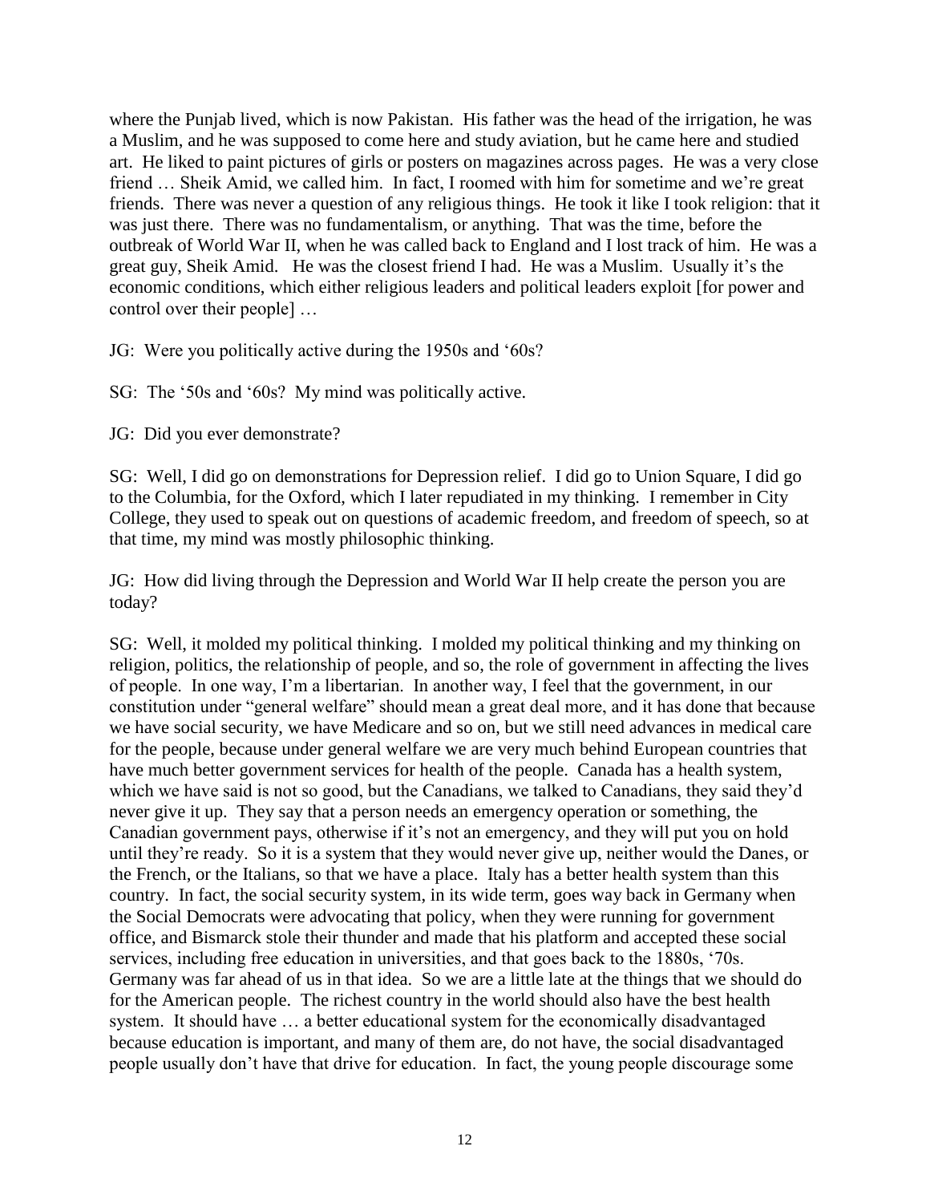where the Punjab lived, which is now Pakistan. His father was the head of the irrigation, he was a Muslim, and he was supposed to come here and study aviation, but he came here and studied art. He liked to paint pictures of girls or posters on magazines across pages. He was a very close friend … Sheik Amid, we called him. In fact, I roomed with him for sometime and we're great friends. There was never a question of any religious things. He took it like I took religion: that it was just there. There was no fundamentalism, or anything. That was the time, before the outbreak of World War II, when he was called back to England and I lost track of him. He was a great guy, Sheik Amid. He was the closest friend I had. He was a Muslim. Usually it's the economic conditions, which either religious leaders and political leaders exploit [for power and control over their people] …

JG: Were you politically active during the 1950s and '60s?

SG: The '50s and '60s? My mind was politically active.

JG: Did you ever demonstrate?

SG: Well, I did go on demonstrations for Depression relief. I did go to Union Square, I did go to the Columbia, for the Oxford, which I later repudiated in my thinking. I remember in City College, they used to speak out on questions of academic freedom, and freedom of speech, so at that time, my mind was mostly philosophic thinking.

JG: How did living through the Depression and World War II help create the person you are today?

SG: Well, it molded my political thinking. I molded my political thinking and my thinking on religion, politics, the relationship of people, and so, the role of government in affecting the lives of people. In one way, I'm a libertarian. In another way, I feel that the government, in our constitution under "general welfare" should mean a great deal more, and it has done that because we have social security, we have Medicare and so on, but we still need advances in medical care for the people, because under general welfare we are very much behind European countries that have much better government services for health of the people. Canada has a health system, which we have said is not so good, but the Canadians, we talked to Canadians, they said they'd never give it up. They say that a person needs an emergency operation or something, the Canadian government pays, otherwise if it's not an emergency, and they will put you on hold until they're ready. So it is a system that they would never give up, neither would the Danes, or the French, or the Italians, so that we have a place. Italy has a better health system than this country. In fact, the social security system, in its wide term, goes way back in Germany when the Social Democrats were advocating that policy, when they were running for government office, and Bismarck stole their thunder and made that his platform and accepted these social services, including free education in universities, and that goes back to the 1880s, '70s. Germany was far ahead of us in that idea. So we are a little late at the things that we should do for the American people. The richest country in the world should also have the best health system. It should have … a better educational system for the economically disadvantaged because education is important, and many of them are, do not have, the social disadvantaged people usually don't have that drive for education. In fact, the young people discourage some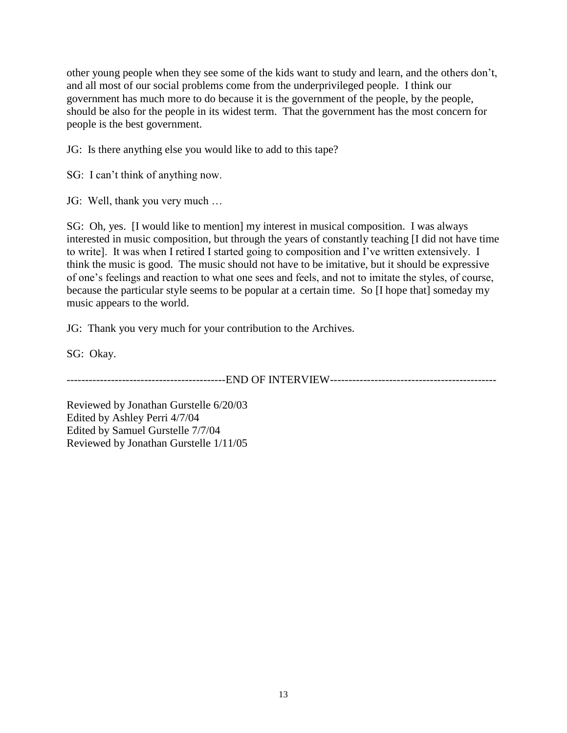other young people when they see some of the kids want to study and learn, and the others don't, and all most of our social problems come from the underprivileged people. I think our government has much more to do because it is the government of the people, by the people, should be also for the people in its widest term. That the government has the most concern for people is the best government.

JG: Is there anything else you would like to add to this tape?

SG: I can't think of anything now.

JG: Well, thank you very much …

SG: Oh, yes. [I would like to mention] my interest in musical composition. I was always interested in music composition, but through the years of constantly teaching [I did not have time to write]. It was when I retired I started going to composition and I've written extensively. I think the music is good. The music should not have to be imitative, but it should be expressive of one's feelings and reaction to what one sees and feels, and not to imitate the styles, of course, because the particular style seems to be popular at a certain time. So [I hope that] someday my music appears to the world.

JG: Thank you very much for your contribution to the Archives.

SG: Okay.

------------------------------------------END OF INTERVIEW--------------------------------------------

Reviewed by Jonathan Gurstelle 6/20/03
Edited by Ashley Perri 4/7/04
Edited by Samuel Gurstelle 7/7/04
Reviewed by Jonathan Gurstelle 1/11/05